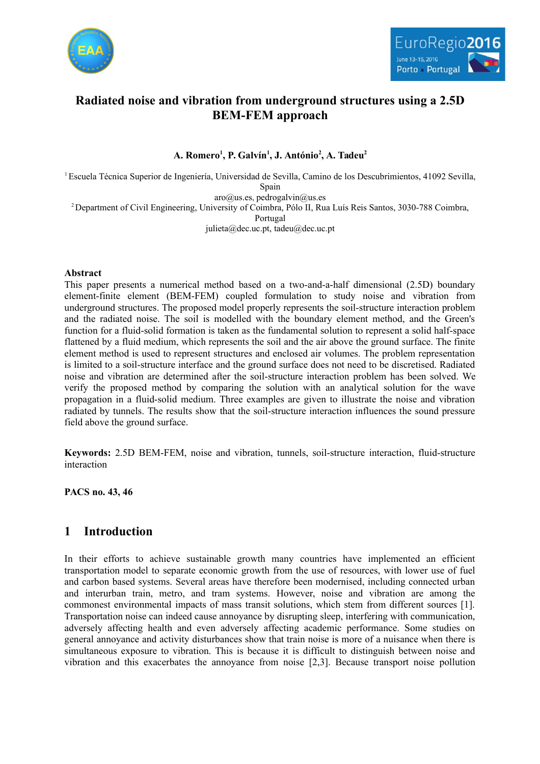# Radiated noise and vibration from underground structures using a 2.5D BEM-FEM approach

**A. Romero[1], P. Galvín[1], J. António[2], A. Tadeu[2]**

[1] Escuela Técnica Superior de Ingeniería, Universidad de Sevilla, Camino de los Descubrimientos, 41092 Sevilla, Spain

aro@us.es, pedrogalvin@us.es

[2] Department of Civil Engineering, University of Coimbra, Pólo II, Rua Luís Reis Santos, 3030-788 Coimbra, Portugal

julieta@dec.uc.pt, tadeu@dec.uc.pt

## Abstract

This paper presents a numerical method based on a two-and-a-half dimensional (2.5D) boundary element-finite element (BEM-FEM) coupled formulation to study noise and vibration from underground structures. The proposed model properly represents the soil-structure interaction problem and the radiated noise. The soil is modelled with the boundary element method, and the Green's function for a fluid-solid formation is taken as the fundamental solution to represent a solid half-space flattened by a fluid medium, which represents the soil and the air above the ground surface. The finite element method is used to represent structures and enclosed air volumes. The problem representation is limited to a soil-structure interface and the ground surface does not need to be discretised. Radiated noise and vibration are determined after the soil-structure interaction problem has been solved. We verify the proposed method by comparing the solution with an analytical solution for the wave propagation in a fluid-solid medium. Three examples are given to illustrate the noise and vibration radiated by tunnels. The results show that the soil-structure interaction influences the sound pressure field above the ground surface.

**Keywords:** 2.5D BEM-FEM, noise and vibration, tunnels, soil-structure interaction, fluid-structure interaction

**PACS no. 43, 46**

## 1 Introduction

In their efforts to achieve sustainable growth many countries have implemented an efficient transportation model to separate economic growth from the use of resources, with lower use of fuel and carbon based systems. Several areas have therefore been modernised, including connected urban and interurban train, metro, and tram systems. However, noise and vibration are among the commonest environmental impacts of mass transit solutions, which stem from different sources [1]. Transportation noise can indeed cause annoyance by disrupting sleep, interfering with communication, adversely affecting health and even adversely affecting academic performance. Some studies on general annoyance and activity disturbances show that train noise is more of a nuisance when there is simultaneous exposure to vibration. This is because it is difficult to distinguish between noise and vibration and this exacerbates the annoyance from noise [2,3]. Because transport noise pollution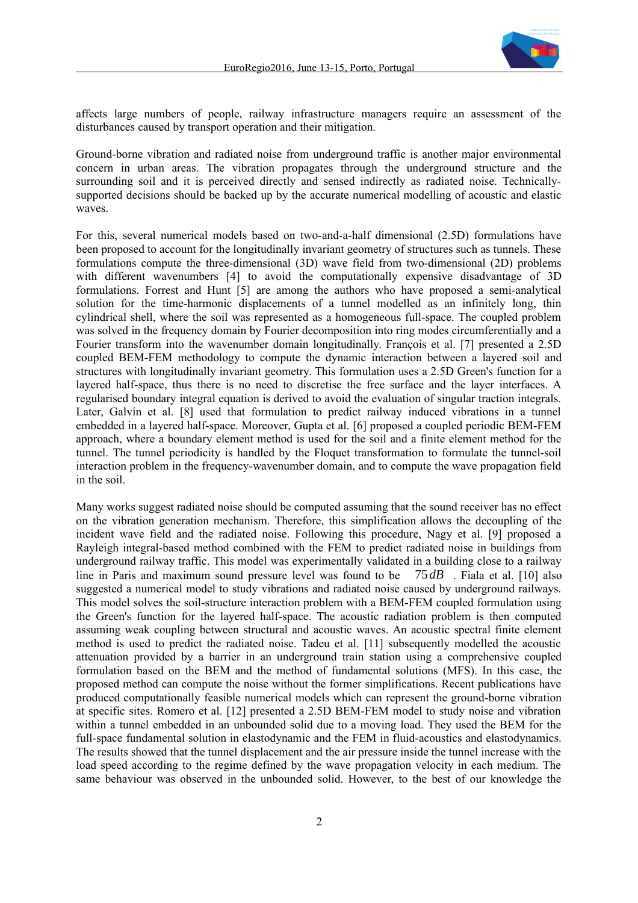affects large numbers of people, railway infrastructure managers require an assessment of the disturbances caused by transport operation and their mitigation.

Ground-borne vibration and radiated noise from underground traffic is another major environmental concern in urban areas. The vibration propagates through the underground structure and the surrounding soil and it is perceived directly and sensed indirectly as radiated noise. Technically-supported decisions should be backed up by the accurate numerical modelling of acoustic and elastic waves.

For this, several numerical models based on two-and-a-half dimensional (2.5D) formulations have been proposed to account for the longitudinally invariant geometry of structures such as tunnels. These formulations compute the three-dimensional (3D) wave field from two-dimensional (2D) problems with different wavenumbers [4] to avoid the computationally expensive disadvantage of 3D formulations. Forrest and Hunt [5] are among the authors who have proposed a semi-analytical solution for the time-harmonic displacements of a tunnel modelled as an infinitely long, thin cylindrical shell, where the soil was represented as a homogeneous full-space. The coupled problem was solved in the frequency domain by Fourier decomposition into ring modes circumferentially and a Fourier transform into the wavenumber domain longitudinally. François et al. [7] presented a 2.5D coupled BEM-FEM methodology to compute the dynamic interaction between a layered soil and structures with longitudinally invariant geometry. This formulation uses a 2.5D Green's function for a layered half-space, thus there is no need to discretise the free surface and the layer interfaces. A regularised boundary integral equation is derived to avoid the evaluation of singular traction integrals. Later, Galvín et al. [8] used that formulation to predict railway induced vibrations in a tunnel embedded in a layered half-space. Moreover, Gupta et al. [6] proposed a coupled periodic BEM-FEM approach, where a boundary element method is used for the soil and a finite element method for the tunnel. The tunnel periodicity is handled by the Floquet transformation to formulate the tunnel-soil interaction problem in the frequency-wavenumber domain, and to compute the wave propagation field in the soil.

Many works suggest radiated noise should be computed assuming that the sound receiver has no effect on the vibration generation mechanism. Therefore, this simplification allows the decoupling of the incident wave field and the radiated noise. Following this procedure, Nagy et al. [9] proposed a Rayleigh integral-based method combined with the FEM to predict radiated noise in buildings from underground railway traffic. This model was experimentally validated in a building close to a railway line in Paris and maximum sound pressure level was found to be $75\,dB$. Fiala et al. [10] also suggested a numerical model to study vibrations and radiated noise caused by underground railways. This model solves the soil-structure interaction problem with a BEM-FEM coupled formulation using the Green's function for the layered half-space. The acoustic radiation problem is then computed assuming weak coupling between structural and acoustic waves. An acoustic spectral finite element method is used to predict the radiated noise. Tadeu et al. [11] subsequently modelled the acoustic attenuation provided by a barrier in an underground train station using a comprehensive coupled formulation based on the BEM and the method of fundamental solutions (MFS). In this case, the proposed method can compute the noise without the former simplifications. Recent publications have produced computationally feasible numerical models which can represent the ground-borne vibration at specific sites. Romero et al. [12] presented a 2.5D BEM-FEM model to study noise and vibration within a tunnel embedded in an unbounded solid due to a moving load. They used the BEM for the full-space fundamental solution in elastodynamic and the FEM in fluid-acoustics and elastodynamics. The results showed that the tunnel displacement and the air pressure inside the tunnel increase with the load speed according to the regime defined by the wave propagation velocity in each medium. The same behaviour was observed in the unbounded solid. However, to the best of our knowledge the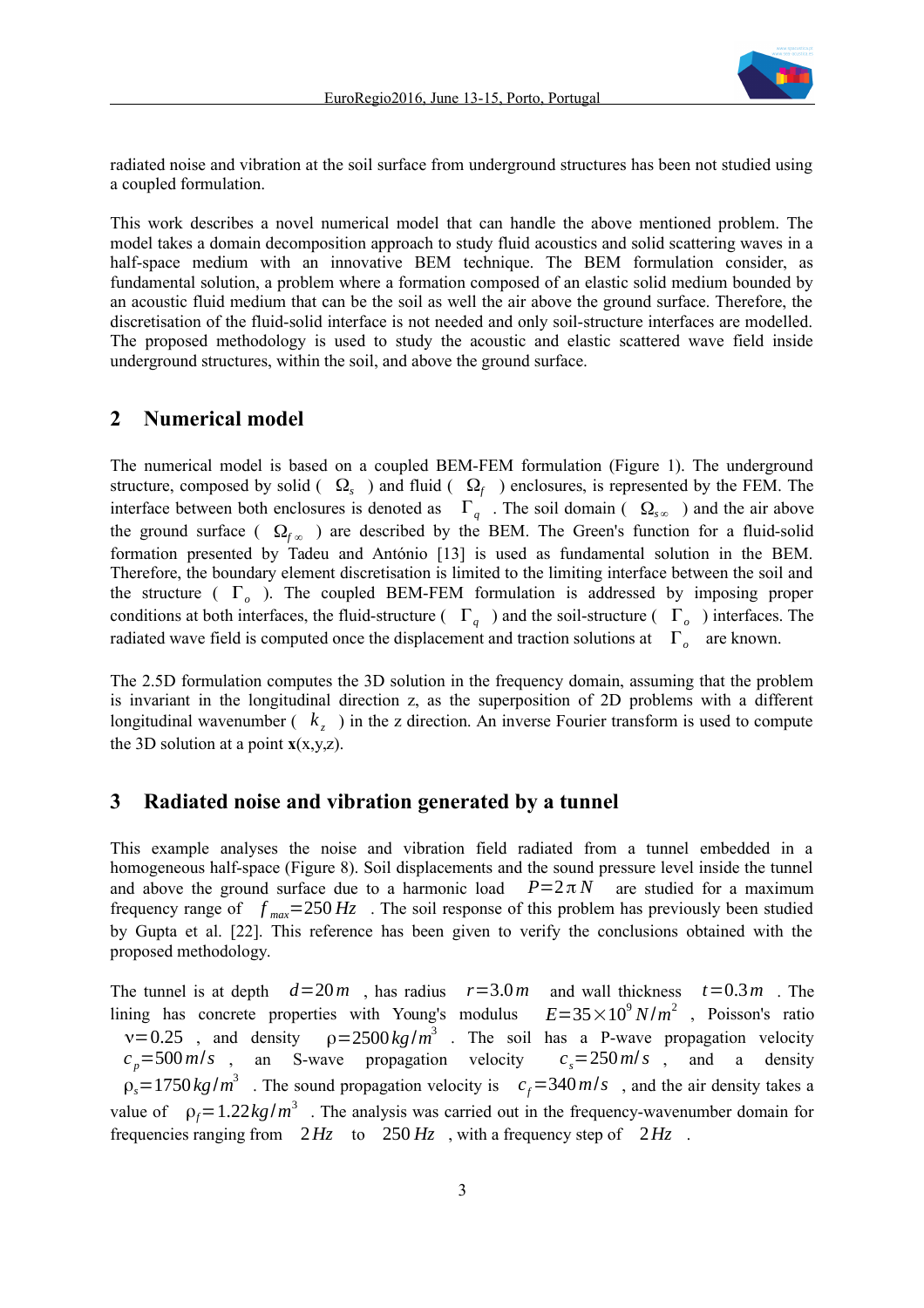radiated noise and vibration at the soil surface from underground structures has been not studied using a coupled formulation.

This work describes a novel numerical model that can handle the above mentioned problem. The model takes a domain decomposition approach to study fluid acoustics and solid scattering waves in a half-space medium with an innovative BEM technique. The BEM formulation consider, as fundamental solution, a problem where a formation composed of an elastic solid medium bounded by an acoustic fluid medium that can be the soil as well the air above the ground surface. Therefore, the discretisation of the fluid-solid interface is not needed and only soil-structure interfaces are modelled. The proposed methodology is used to study the acoustic and elastic scattered wave field inside underground structures, within the soil, and above the ground surface.

## 2 Numerical model

The numerical model is based on a coupled BEM-FEM formulation (Figure 1). The underground structure, composed by solid ( $\Omega_s$ ) and fluid ( $\Omega_f$ ) enclosures, is represented by the FEM. The interface between both enclosures is denoted as $\Gamma_q$ . The soil domain ( $\Omega_{s\infty}$ ) and the air above the ground surface ( $\Omega_{f\infty}$ ) are described by the BEM. The Green's function for a fluid-solid formation presented by Tadeu and António [13] is used as fundamental solution in the BEM. Therefore, the boundary element discretisation is limited to the limiting interface between the soil and the structure ( $\Gamma_o$ ). The coupled BEM-FEM formulation is addressed by imposing proper conditions at both interfaces, the fluid-structure ( $\Gamma_q$ ) and the soil-structure ( $\Gamma_o$ ) interfaces. The radiated wave field is computed once the displacement and traction solutions at $\Gamma_o$ are known.

The 2.5D formulation computes the 3D solution in the frequency domain, assuming that the problem is invariant in the longitudinal direction z, as the superposition of 2D problems with a different longitudinal wavenumber ( $k_z$ ) in the z direction. An inverse Fourier transform is used to compute the 3D solution at a point **x**(x,y,z).

## 3 Radiated noise and vibration generated by a tunnel

This example analyses the noise and vibration field radiated from a tunnel embedded in a homogeneous half-space (Figure 8). Soil displacements and the sound pressure level inside the tunnel and above the ground surface due to a harmonic load $P=2\pi N$ are studied for a maximum frequency range of $f_{max}=250\,Hz$ . The soil response of this problem has previously been studied by Gupta et al. [22]. This reference has been given to verify the conclusions obtained with the proposed methodology.

The tunnel is at depth $d=20\,m$ , has radius $r=3.0\,m$ and wall thickness $t=0.3\,m$ . The lining has concrete properties with Young's modulus $E=35\times10^9\,N/m^2$ , Poisson's ratio $\nu=0.25$ , and density $\rho=2500\,kg/m^3$ . The soil has a P-wave propagation velocity $c_p=500\,m/s$ , an S-wave propagation velocity $c_s=250\,m/s$ , and a density $\rho_s=1750\,kg/m^3$ . The sound propagation velocity is $c_f=340\,m/s$ , and the air density takes a value of $\rho_f=1.22\,kg/m^3$ . The analysis was carried out in the frequency-wavenumber domain for frequencies ranging from $2\,Hz$ to $250\,Hz$ , with a frequency step of $2\,Hz$ .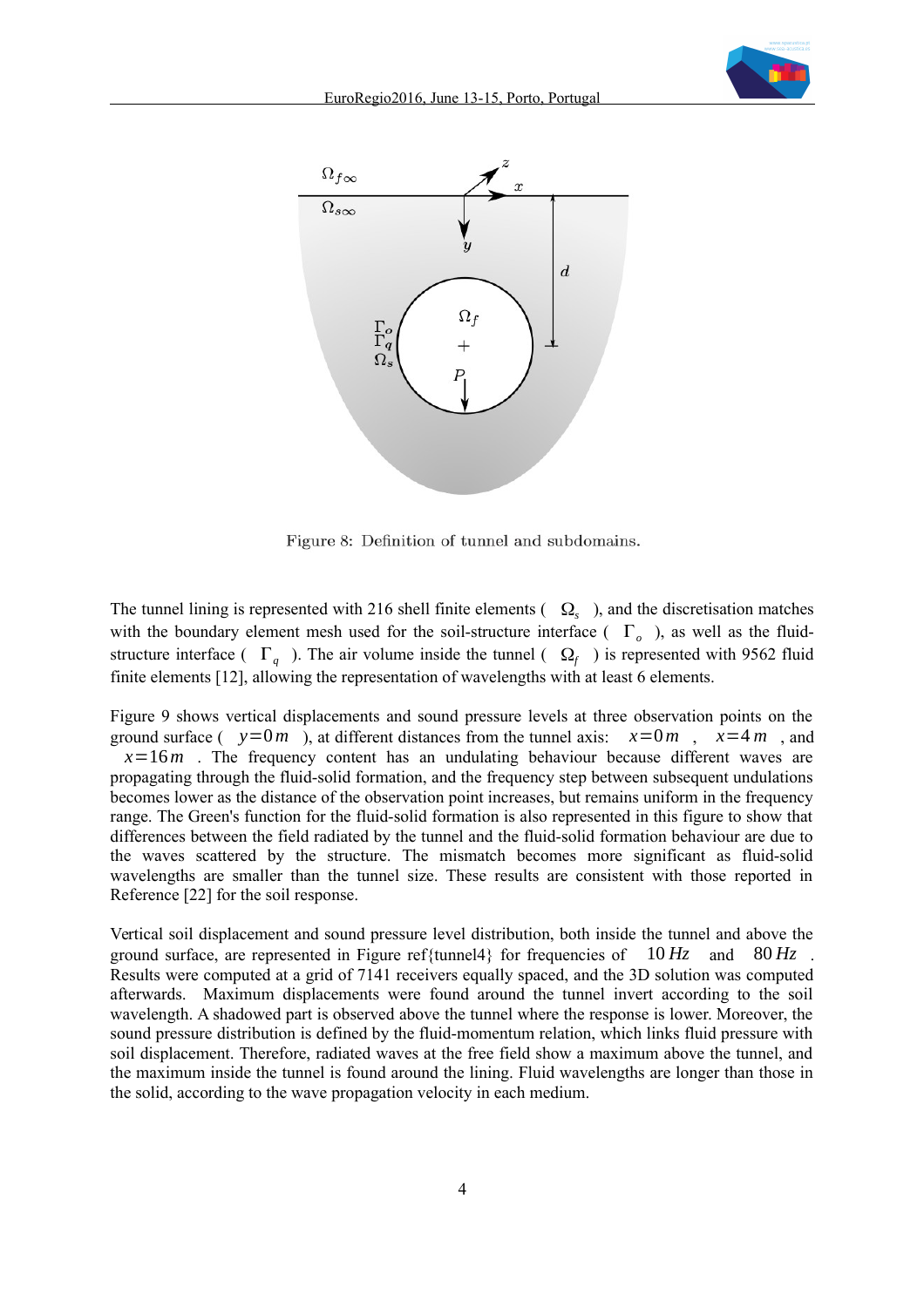Figure 8: Definition of tunnel and subdomains.

The tunnel lining is represented with 216 shell finite elements ( $\Omega_s$ ), and the discretisation matches with the boundary element mesh used for the soil-structure interface ( $\Gamma_o$ ), as well as the fluid-structure interface ( $\Gamma_q$ ). The air volume inside the tunnel ( $\Omega_f$ ) is represented with 9562 fluid finite elements [12], allowing the representation of wavelengths with at least 6 elements.

Figure 9 shows vertical displacements and sound pressure levels at three observation points on the ground surface ( $y=0\,m$ ), at different distances from the tunnel axis: $x=0\,m$ , $x=4\,m$ , and $x=16\,m$ . The frequency content has an undulating behaviour because different waves are propagating through the fluid-solid formation, and the frequency step between subsequent undulations becomes lower as the distance of the observation point increases, but remains uniform in the frequency range. The Green's function for the fluid-solid formation is also represented in this figure to show that differences between the field radiated by the tunnel and the fluid-solid formation behaviour are due to the waves scattered by the structure. The mismatch becomes more significant as fluid-solid wavelengths are smaller than the tunnel size. These results are consistent with those reported in Reference [22] for the soil response.

Vertical soil displacement and sound pressure level distribution, both inside the tunnel and above the ground surface, are represented in Figure ref{tunnel4} for frequencies of $10\,Hz$ and $80\,Hz$ . Results were computed at a grid of 7141 receivers equally spaced, and the 3D solution was computed afterwards. Maximum displacements were found around the tunnel invert according to the soil wavelength. A shadowed part is observed above the tunnel where the response is lower. Moreover, the sound pressure distribution is defined by the fluid-momentum relation, which links fluid pressure with soil displacement. Therefore, radiated waves at the free field show a maximum above the tunnel, and the maximum inside the tunnel is found around the lining. Fluid wavelengths are longer than those in the solid, according to the wave propagation velocity in each medium.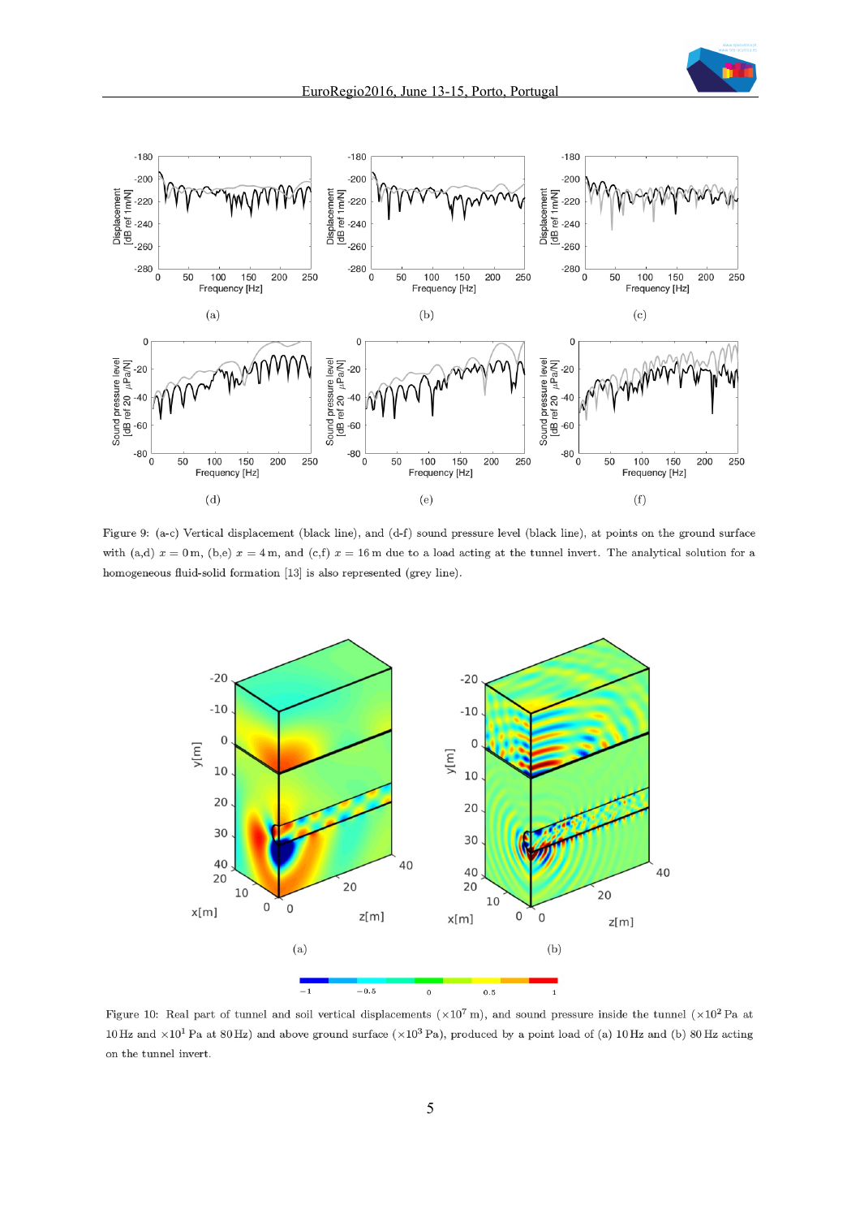(a)

(b)

(c)

(d)

(e)

(f)

Figure 9: (a-c) Vertical displacement (black line), and (d-f) sound pressure level (black line), at points on the ground surface with (a,d) $x = 0\,\mathrm{m}$, (b,e) $x = 4\,\mathrm{m}$, and (c,f) $x = 16\,\mathrm{m}$ due to a load acting at the tunnel invert. The analytical solution for a homogeneous fluid-solid formation [13] is also represented (grey line).

(a)

(b)

Figure 10: Real part of tunnel and soil vertical displacements ($\times 10^7\,\mathrm{m}$), and sound pressure inside the tunnel ($\times 10^2\,\mathrm{Pa}$ at $10\,\mathrm{Hz}$ and $\times 10^1\,\mathrm{Pa}$ at $80\,\mathrm{Hz}$) and above ground surface ($\times 10^3\,\mathrm{Pa}$), produced by a point load of (a) $10\,\mathrm{Hz}$ and (b) $80\,\mathrm{Hz}$ acting on the tunnel invert.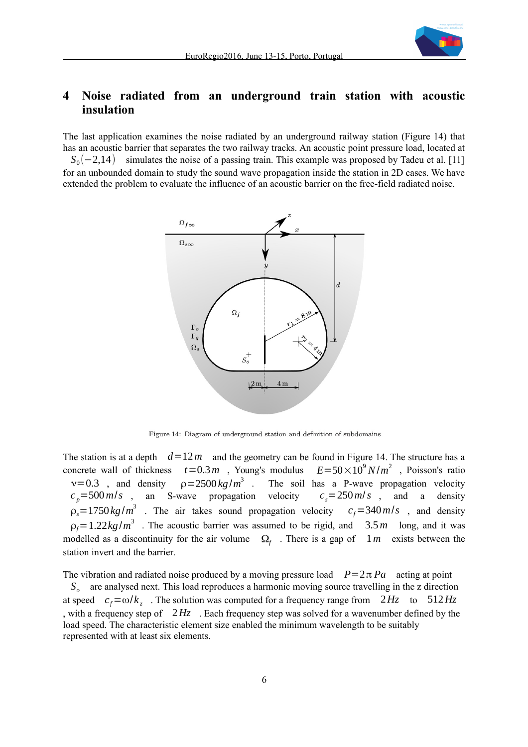## 4 Noise radiated from an underground train station with acoustic insulation

The last application examines the noise radiated by an underground railway station (Figure 14) that has an acoustic barrier that separates the two railway tracks. An acoustic point pressure load, located at $S_0(-2,14)$ simulates the noise of a passing train. This example was proposed by Tadeu et al. [11] for an unbounded domain to study the sound wave propagation inside the station in 2D cases. We have extended the problem to evaluate the influence of an acoustic barrier on the free-field radiated noise.

Figure 14: Diagram of underground station and definition of subdomains

The station is at a depth $d=12\,m$ and the geometry can be found in Figure 14. The structure has a concrete wall of thickness $t=0.3\,m$, Young's modulus $E=50\times10^{9}\,N/m^{2}$, Poisson's ratio $\nu=0.3$, and density $\rho=2500\,kg/m^{3}$. The soil has a P-wave propagation velocity $c_p=500\,m/s$, an S-wave propagation velocity $c_s=250\,m/s$, and a density $\rho_s=1750\,kg/m^{3}$. The air takes sound propagation velocity $c_f=340\,m/s$, and density $\rho_f=1.22\,kg/m^{3}$. The acoustic barrier was assumed to be rigid, and $3.5\,m$ long, and it was modelled as a discontinuity for the air volume $\Omega_f$. There is a gap of $1\,m$ exists between the station invert and the barrier.

The vibration and radiated noise produced by a moving pressure load $P=2\pi\,Pa$ acting at point $S_o$ are analysed next. This load reproduces a harmonic moving source travelling in the z direction at speed $c_f=\omega/k_z$. The solution was computed for a frequency range from $2\,Hz$ to $512\,Hz$, with a frequency step of $2\,Hz$. Each frequency step was solved for a wavenumber defined by the load speed. The characteristic element size enabled the minimum wavelength to be suitably represented with at least six elements.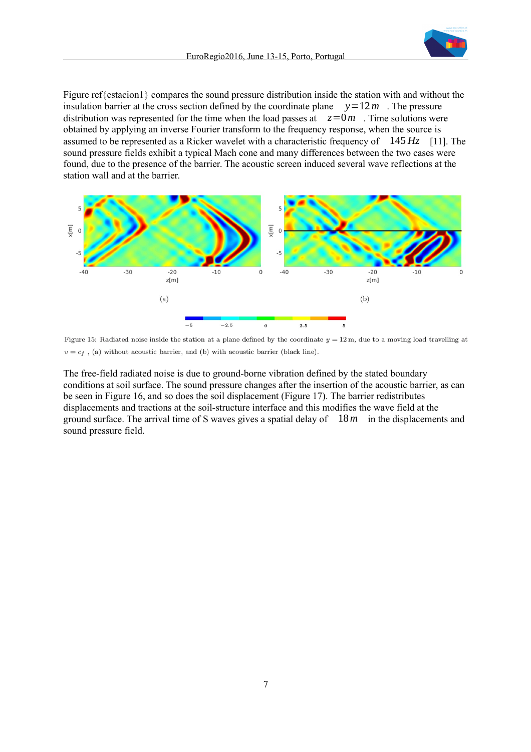Figure ref{estacion1} compares the sound pressure distribution inside the station with and without the insulation barrier at the cross section defined by the coordinate plane $y=12\,m$. The pressure distribution was represented for the time when the load passes at $z=0\,m$. Time solutions were obtained by applying an inverse Fourier transform to the frequency response, when the source is assumed to be represented as a Ricker wavelet with a characteristic frequency of $145\,Hz$ [11]. The sound pressure fields exhibit a typical Mach cone and many differences between the two cases were found, due to the presence of the barrier. The acoustic screen induced several wave reflections at the station wall and at the barrier.

Figure 15: Radiated noise inside the station at a plane defined by the coordinate $y = 12$ m, due to a moving load travelling at $v = c_f$, (a) without acoustic barrier, and (b) with acoustic barrier (black line).

The free-field radiated noise is due to ground-borne vibration defined by the stated boundary conditions at soil surface. The sound pressure changes after the insertion of the acoustic barrier, as can be seen in Figure 16, and so does the soil displacement (Figure 17). The barrier redistributes displacements and tractions at the soil-structure interface and this modifies the wave field at the ground surface. The arrival time of S waves gives a spatial delay of $18\,m$ in the displacements and sound pressure field.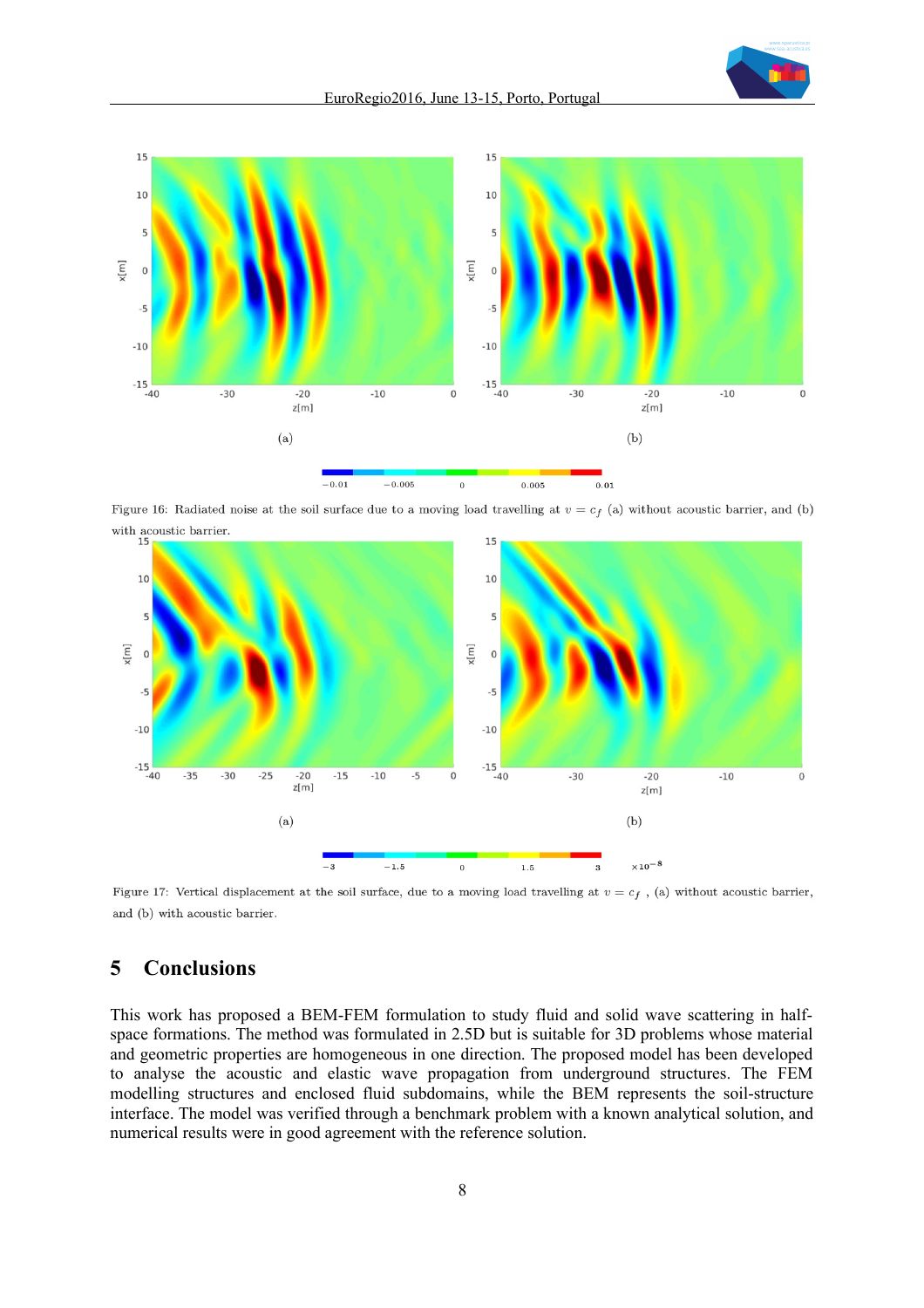Figure 16: Radiated noise at the soil surface due to a moving load travelling at $v = c_f$ (a) without acoustic barrier, and (b) with acoustic barrier.

Figure 17: Vertical displacement at the soil surface, due to a moving load travelling at $v = c_f$ , (a) without acoustic barrier, and (b) with acoustic barrier.

## 5 Conclusions

This work has proposed a BEM-FEM formulation to study fluid and solid wave scattering in half-space formations. The method was formulated in 2.5D but is suitable for 3D problems whose material and geometric properties are homogeneous in one direction. The proposed model has been developed to analyse the acoustic and elastic wave propagation from underground structures. The FEM modelling structures and enclosed fluid subdomains, while the BEM represents the soil-structure interface. The model was verified through a benchmark problem with a known analytical solution, and numerical results were in good agreement with the reference solution.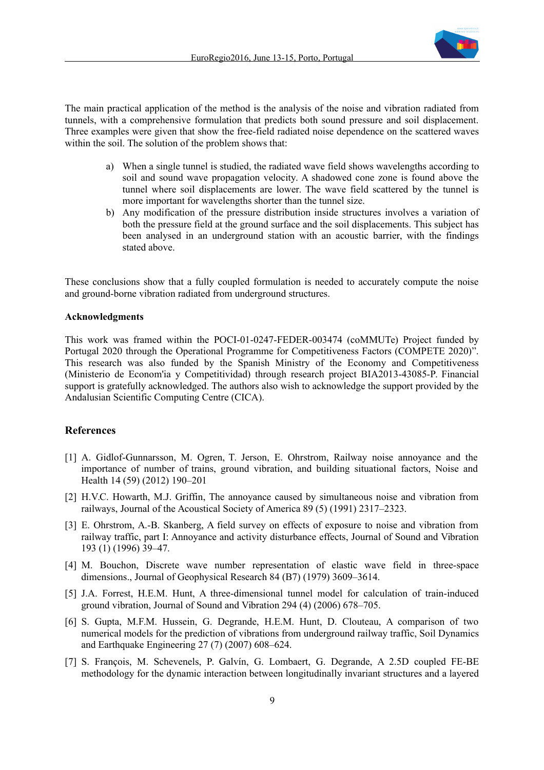The main practical application of the method is the analysis of the noise and vibration radiated from tunnels, with a comprehensive formulation that predicts both sound pressure and soil displacement. Three examples were given that show the free-field radiated noise dependence on the scattered waves within the soil. The solution of the problem shows that:

a) When a single tunnel is studied, the radiated wave field shows wavelengths according to soil and sound wave propagation velocity. A shadowed cone zone is found above the tunnel where soil displacements are lower. The wave field scattered by the tunnel is more important for wavelengths shorter than the tunnel size.
b) Any modification of the pressure distribution inside structures involves a variation of both the pressure field at the ground surface and the soil displacements. This subject has been analysed in an underground station with an acoustic barrier, with the findings stated above.

These conclusions show that a fully coupled formulation is needed to accurately compute the noise and ground-borne vibration radiated from underground structures.

**Acknowledgments**

This work was framed within the POCI-01-0247-FEDER-003474 (coMMUTe) Project funded by Portugal 2020 through the Operational Programme for Competitiveness Factors (COMPETE 2020)". This research was also funded by the Spanish Ministry of the Economy and Competitiveness (Ministerio de Econom'ia y Competitividad) through research project BIA2013-43085-P. Financial support is gratefully acknowledged. The authors also wish to acknowledge the support provided by the Andalusian Scientific Computing Centre (CICA).

## References

[1] A. Gidlof-Gunnarsson, M. Ogren, T. Jerson, E. Ohrstrom, Railway noise annoyance and the importance of number of trains, ground vibration, and building situational factors, Noise and Health 14 (59) (2012) 190–201

[2] H.V.C. Howarth, M.J. Griffin, The annoyance caused by simultaneous noise and vibration from railways, Journal of the Acoustical Society of America 89 (5) (1991) 2317–2323.

[3] E. Ohrstrom, A.-B. Skanberg, A field survey on effects of exposure to noise and vibration from railway traffic, part I: Annoyance and activity disturbance effects, Journal of Sound and Vibration 193 (1) (1996) 39–47.

[4] M. Bouchon, Discrete wave number representation of elastic wave field in three-space dimensions., Journal of Geophysical Research 84 (B7) (1979) 3609–3614.

[5] J.A. Forrest, H.E.M. Hunt, A three-dimensional tunnel model for calculation of train-induced ground vibration, Journal of Sound and Vibration 294 (4) (2006) 678–705.

[6] S. Gupta, M.F.M. Hussein, G. Degrande, H.E.M. Hunt, D. Clouteau, A comparison of two numerical models for the prediction of vibrations from underground railway traffic, Soil Dynamics and Earthquake Engineering 27 (7) (2007) 608–624.

[7] S. François, M. Schevenels, P. Galvín, G. Lombaert, G. Degrande, A 2.5D coupled FE-BE methodology for the dynamic interaction between longitudinally invariant structures and a layered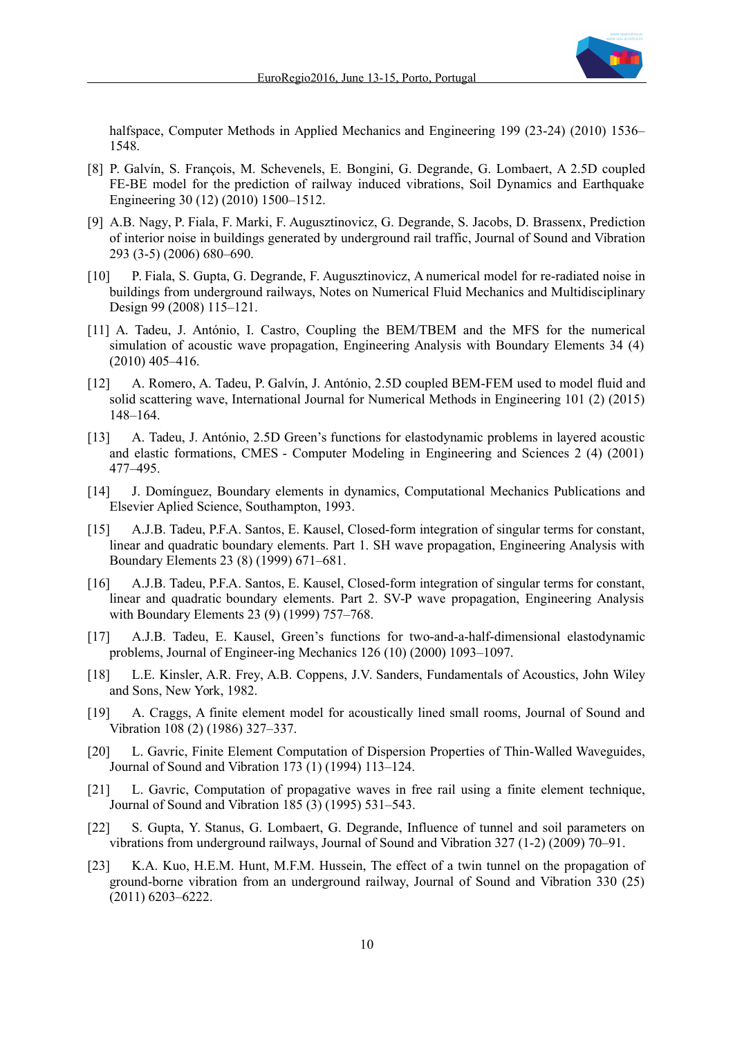halfspace, Computer Methods in Applied Mechanics and Engineering 199 (23-24) (2010) 1536–1548.

[8] P. Galvín, S. François, M. Schevenels, E. Bongini, G. Degrande, G. Lombaert, A 2.5D coupled FE-BE model for the prediction of railway induced vibrations, Soil Dynamics and Earthquake Engineering 30 (12) (2010) 1500–1512.

[9] A.B. Nagy, P. Fiala, F. Marki, F. Augusztinovicz, G. Degrande, S. Jacobs, D. Brassenx, Prediction of interior noise in buildings generated by underground rail traffic, Journal of Sound and Vibration 293 (3-5) (2006) 680–690.

[10] P. Fiala, S. Gupta, G. Degrande, F. Augusztinovicz, A numerical model for re-radiated noise in buildings from underground railways, Notes on Numerical Fluid Mechanics and Multidisciplinary Design 99 (2008) 115–121.

[11] A. Tadeu, J. António, I. Castro, Coupling the BEM/TBEM and the MFS for the numerical simulation of acoustic wave propagation, Engineering Analysis with Boundary Elements 34 (4) (2010) 405–416.

[12] A. Romero, A. Tadeu, P. Galvín, J. António, 2.5D coupled BEM-FEM used to model fluid and solid scattering wave, International Journal for Numerical Methods in Engineering 101 (2) (2015) 148–164.

[13] A. Tadeu, J. António, 2.5D Green's functions for elastodynamic problems in layered acoustic and elastic formations, CMES - Computer Modeling in Engineering and Sciences 2 (4) (2001) 477–495.

[14] J. Domínguez, Boundary elements in dynamics, Computational Mechanics Publications and Elsevier Aplied Science, Southampton, 1993.

[15] A.J.B. Tadeu, P.F.A. Santos, E. Kausel, Closed-form integration of singular terms for constant, linear and quadratic boundary elements. Part 1. SH wave propagation, Engineering Analysis with Boundary Elements 23 (8) (1999) 671–681.

[16] A.J.B. Tadeu, P.F.A. Santos, E. Kausel, Closed-form integration of singular terms for constant, linear and quadratic boundary elements. Part 2. SV-P wave propagation, Engineering Analysis with Boundary Elements 23 (9) (1999) 757–768.

[17] A.J.B. Tadeu, E. Kausel, Green's functions for two-and-a-half-dimensional elastodynamic problems, Journal of Engineer-ing Mechanics 126 (10) (2000) 1093–1097.

[18] L.E. Kinsler, A.R. Frey, A.B. Coppens, J.V. Sanders, Fundamentals of Acoustics, John Wiley and Sons, New York, 1982.

[19] A. Craggs, A finite element model for acoustically lined small rooms, Journal of Sound and Vibration 108 (2) (1986) 327–337.

[20] L. Gavric, Finite Element Computation of Dispersion Properties of Thin-Walled Waveguides, Journal of Sound and Vibration 173 (1) (1994) 113–124.

[21] L. Gavric, Computation of propagative waves in free rail using a finite element technique, Journal of Sound and Vibration 185 (3) (1995) 531–543.

[22] S. Gupta, Y. Stanus, G. Lombaert, G. Degrande, Influence of tunnel and soil parameters on vibrations from underground railways, Journal of Sound and Vibration 327 (1-2) (2009) 70–91.

[23] K.A. Kuo, H.E.M. Hunt, M.F.M. Hussein, The effect of a twin tunnel on the propagation of ground-borne vibration from an underground railway, Journal of Sound and Vibration 330 (25) (2011) 6203–6222.